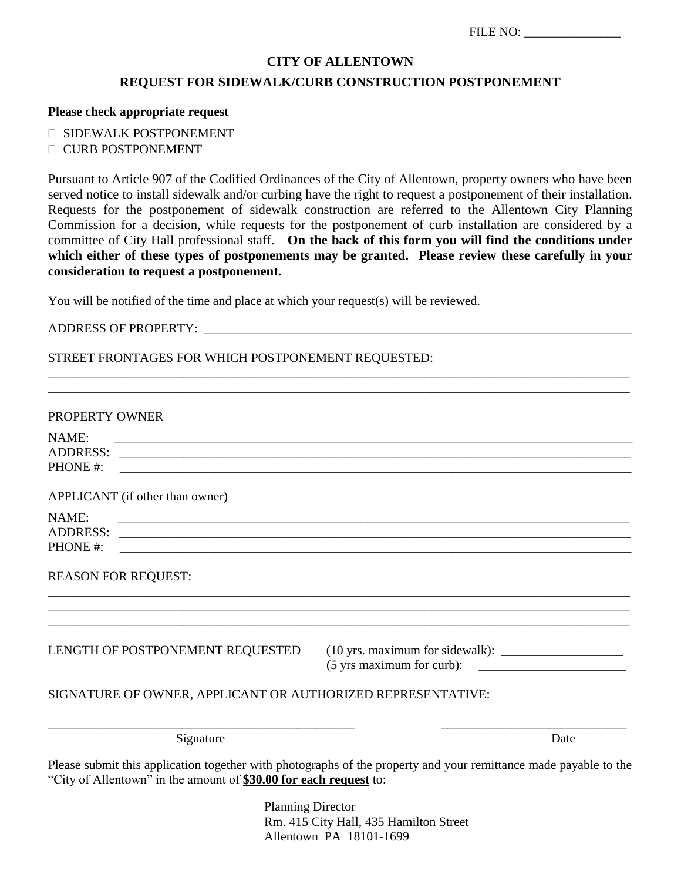FILE NO: _______________

# CITY OF ALLENTOWN

## REQUEST FOR SIDEWALK/CURB CONSTRUCTION POSTPONEMENT

**Please check appropriate request**

- ☐ SIDEWALK POSTPONEMENT
- ☐ CURB POSTPONEMENT

Pursuant to Article 907 of the Codified Ordinances of the City of Allentown, property owners who have been served notice to install sidewalk and/or curbing have the right to request a postponement of their installation. Requests for the postponement of sidewalk construction are referred to the Allentown City Planning Commission for a decision, while requests for the postponement of curb installation are considered by a committee of City Hall professional staff. **On the back of this form you will find the conditions under which either of these types of postponements may be granted. Please review these carefully in your consideration to request a postponement.**

You will be notified of the time and place at which your request(s) will be reviewed.

ADDRESS OF PROPERTY: ____________________________________________________________

STREET FRONTAGES FOR WHICH POSTPONEMENT REQUESTED:

______________________________________________________________________________

______________________________________________________________________________

PROPERTY OWNER

NAME: ________________________________________________________________________

ADDRESS: _____________________________________________________________________

PHONE #: _____________________________________________________________________

APPLICANT (if other than owner)

NAME: ________________________________________________________________________

ADDRESS: _____________________________________________________________________

PHONE #: _____________________________________________________________________

REASON FOR REQUEST:

______________________________________________________________________________

______________________________________________________________________________

______________________________________________________________________________

LENGTH OF POSTPONEMENT REQUESTED (10 yrs. maximum for sidewalk): ___________________

(5 yrs maximum for curb): _______________________

SIGNATURE OF OWNER, APPLICANT OR AUTHORIZED REPRESENTATIVE:

__________________________________________ ____________________________

Signature Date

Please submit this application together with photographs of the property and your remittance made payable to the "City of Allentown" in the amount of **<u>$30.00 for each request</u>** to:

Planning Director
Rm. 415 City Hall, 435 Hamilton Street
Allentown PA 18101-1699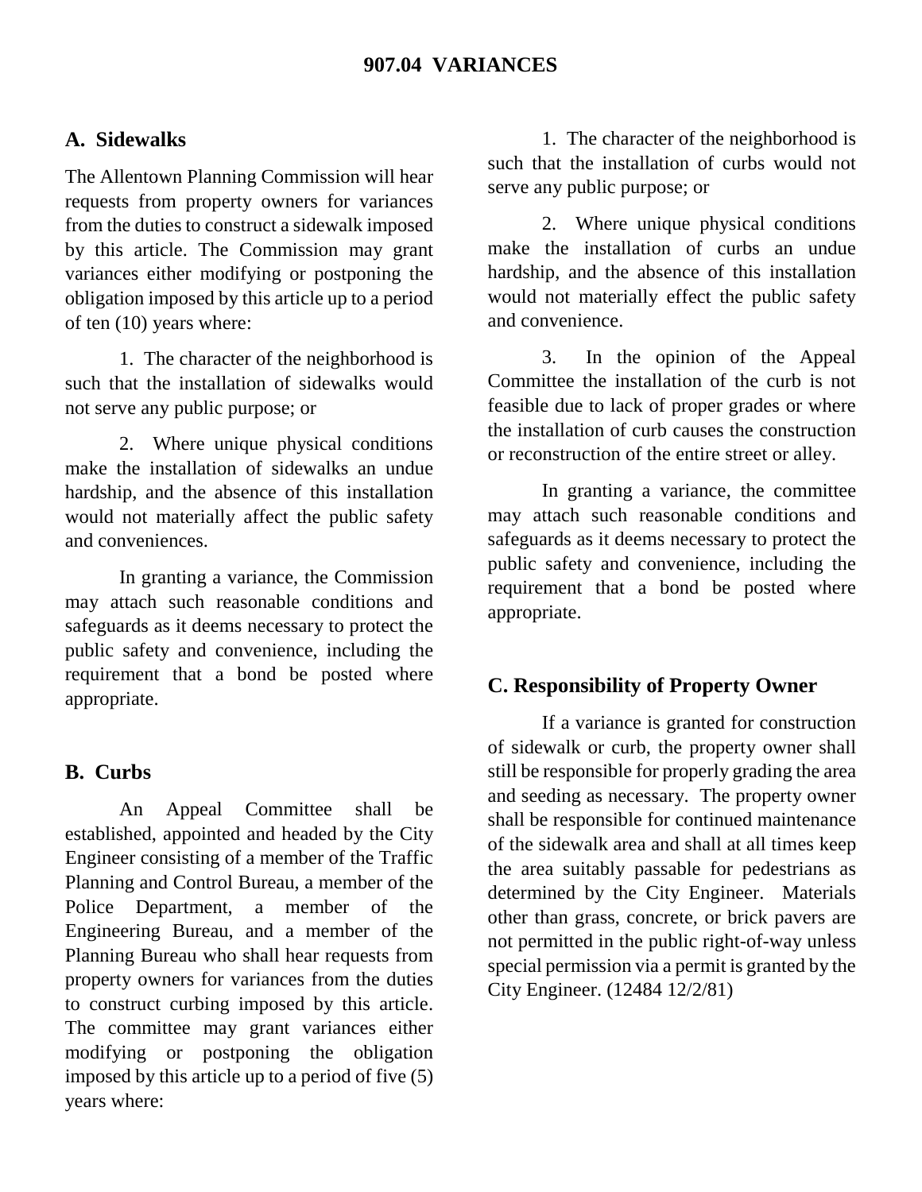## 907.04 VARIANCES

### A. Sidewalks

The Allentown Planning Commission will hear requests from property owners for variances from the duties to construct a sidewalk imposed by this article. The Commission may grant variances either modifying or postponing the obligation imposed by this article up to a period of ten (10) years where:

1. The character of the neighborhood is such that the installation of sidewalks would not serve any public purpose; or

2. Where unique physical conditions make the installation of sidewalks an undue hardship, and the absence of this installation would not materially affect the public safety and conveniences.

In granting a variance, the Commission may attach such reasonable conditions and safeguards as it deems necessary to protect the public safety and convenience, including the requirement that a bond be posted where appropriate.

### B. Curbs

An Appeal Committee shall be established, appointed and headed by the City Engineer consisting of a member of the Traffic Planning and Control Bureau, a member of the Police Department, a member of the Engineering Bureau, and a member of the Planning Bureau who shall hear requests from property owners for variances from the duties to construct curbing imposed by this article. The committee may grant variances either modifying or postponing the obligation imposed by this article up to a period of five (5) years where:

1. The character of the neighborhood is such that the installation of curbs would not serve any public purpose; or

2. Where unique physical conditions make the installation of curbs an undue hardship, and the absence of this installation would not materially effect the public safety and convenience.

3. In the opinion of the Appeal Committee the installation of the curb is not feasible due to lack of proper grades or where the installation of curb causes the construction or reconstruction of the entire street or alley.

In granting a variance, the committee may attach such reasonable conditions and safeguards as it deems necessary to protect the public safety and convenience, including the requirement that a bond be posted where appropriate.

### C. Responsibility of Property Owner

If a variance is granted for construction of sidewalk or curb, the property owner shall still be responsible for properly grading the area and seeding as necessary. The property owner shall be responsible for continued maintenance of the sidewalk area and shall at all times keep the area suitably passable for pedestrians as determined by the City Engineer. Materials other than grass, concrete, or brick pavers are not permitted in the public right-of-way unless special permission via a permit is granted by the City Engineer. (12484 12/2/81)